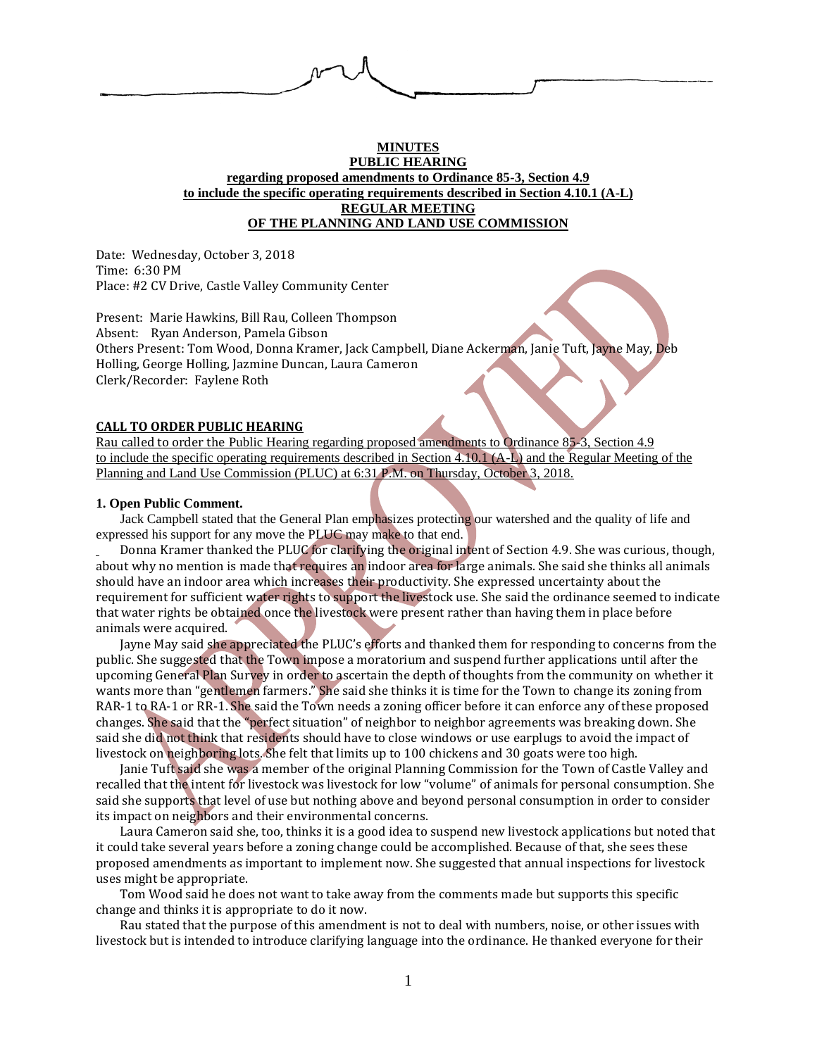**MINUTES**
**PUBLIC HEARING**
**regarding proposed amendments to Ordinance 85-3, Section 4.9**
**to include the specific operating requirements described in Section 4.10.1 (A-L)**
**REGULAR MEETING**
**OF THE PLANNING AND LAND USE COMMISSION**

Date: Wednesday, October 3, 2018
Time: 6:30 PM
Place: #2 CV Drive, Castle Valley Community Center

Present: Marie Hawkins, Bill Rau, Colleen Thompson
Absent: Ryan Anderson, Pamela Gibson
Others Present: Tom Wood, Donna Kramer, Jack Campbell, Diane Ackerman, Janie Tuft, Jayne May, Deb Holling, George Holling, Jazmine Duncan, Laura Cameron
Clerk/Recorder: Faylene Roth

**CALL TO ORDER PUBLIC HEARING**

Rau called to order the Public Hearing regarding proposed amendments to Ordinance 85-3, Section 4.9 to include the specific operating requirements described in Section 4.10.1 (A-L) and the Regular Meeting of the Planning and Land Use Commission (PLUC) at 6:31 P.M. on Thursday, October 3, 2018.

**1. Open Public Comment.**

Jack Campbell stated that the General Plan emphasizes protecting our watershed and the quality of life and expressed his support for any move the PLUC may make to that end.

Donna Kramer thanked the PLUC for clarifying the original intent of Section 4.9. She was curious, though, about why no mention is made that requires an indoor area for large animals. She said she thinks all animals should have an indoor area which increases their productivity. She expressed uncertainty about the requirement for sufficient water rights to support the livestock use. She said the ordinance seemed to indicate that water rights be obtained once the livestock were present rather than having them in place before animals were acquired.

Jayne May said she appreciated the PLUC's efforts and thanked them for responding to concerns from the public. She suggested that the Town impose a moratorium and suspend further applications until after the upcoming General Plan Survey in order to ascertain the depth of thoughts from the community on whether it wants more than "gentlemen farmers." She said she thinks it is time for the Town to change its zoning from RAR-1 to RA-1 or RR-1. She said the Town needs a zoning officer before it can enforce any of these proposed changes. She said that the "perfect situation" of neighbor to neighbor agreements was breaking down. She said she did not think that residents should have to close windows or use earplugs to avoid the impact of livestock on neighboring lots. She felt that limits up to 100 chickens and 30 goats were too high.

Janie Tuft said she was a member of the original Planning Commission for the Town of Castle Valley and recalled that the intent for livestock was livestock for low "volume" of animals for personal consumption. She said she supports that level of use but nothing above and beyond personal consumption in order to consider its impact on neighbors and their environmental concerns.

Laura Cameron said she, too, thinks it is a good idea to suspend new livestock applications but noted that it could take several years before a zoning change could be accomplished. Because of that, she sees these proposed amendments as important to implement now. She suggested that annual inspections for livestock uses might be appropriate.

Tom Wood said he does not want to take away from the comments made but supports this specific change and thinks it is appropriate to do it now.

Rau stated that the purpose of this amendment is not to deal with numbers, noise, or other issues with livestock but is intended to introduce clarifying language into the ordinance. He thanked everyone for their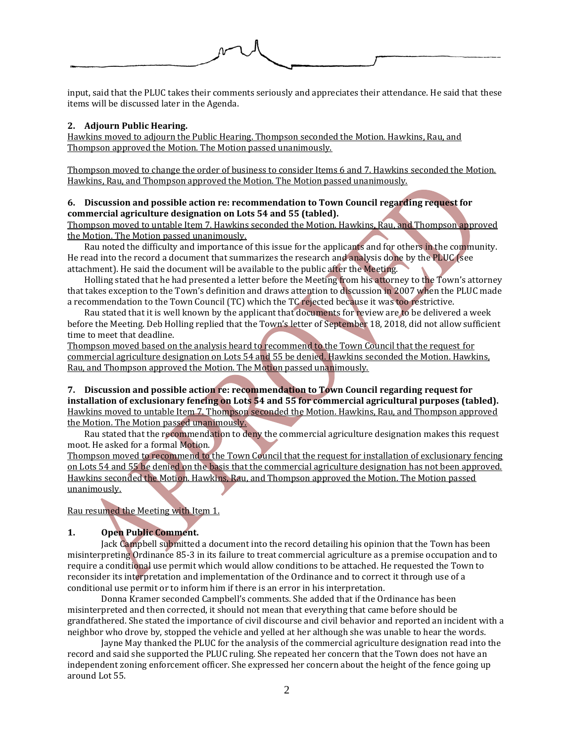input, said that the PLUC takes their comments seriously and appreciates their attendance. He said that these items will be discussed later in the Agenda.

**2. Adjourn Public Hearing.**

Hawkins moved to adjourn the Public Hearing. Thompson seconded the Motion. Hawkins, Rau, and Thompson approved the Motion. The Motion passed unanimously.

Thompson moved to change the order of business to consider Items 6 and 7. Hawkins seconded the Motion. Hawkins, Rau, and Thompson approved the Motion. The Motion passed unanimously.

**6. Discussion and possible action re: recommendation to Town Council regarding request for commercial agriculture designation on Lots 54 and 55 (tabled).**

Thompson moved to untable Item 7. Hawkins seconded the Motion. Hawkins, Rau, and Thompson approved the Motion. The Motion passed unanimously.

Rau noted the difficulty and importance of this issue for the applicants and for others in the community. He read into the record a document that summarizes the research and analysis done by the PLUC (see attachment). He said the document will be available to the public after the Meeting.

Holling stated that he had presented a letter before the Meeting from his attorney to the Town's attorney that takes exception to the Town's definition and draws attention to discussion in 2007 when the PLUC made a recommendation to the Town Council (TC) which the TC rejected because it was too restrictive.

Rau stated that it is well known by the applicant that documents for review are to be delivered a week before the Meeting. Deb Holling replied that the Town's letter of September 18, 2018, did not allow sufficient time to meet that deadline.

Thompson moved based on the analysis heard to recommend to the Town Council that the request for commercial agriculture designation on Lots 54 and 55 be denied. Hawkins seconded the Motion. Hawkins, Rau, and Thompson approved the Motion. The Motion passed unanimously.

**7. Discussion and possible action re: recommendation to Town Council regarding request for installation of exclusionary fencing on Lots 54 and 55 for commercial agricultural purposes (tabled).**

Hawkins moved to untable Item 7. Thompson seconded the Motion. Hawkins, Rau, and Thompson approved the Motion. The Motion passed unanimously.

Rau stated that the recommendation to deny the commercial agriculture designation makes this request moot. He asked for a formal Motion.

Thompson moved to recommend to the Town Council that the request for installation of exclusionary fencing on Lots 54 and 55 be denied on the basis that the commercial agriculture designation has not been approved. Hawkins seconded the Motion. Hawkins, Rau, and Thompson approved the Motion. The Motion passed unanimously.

Rau resumed the Meeting with Item 1.

**1. Open Public Comment.**

Jack Campbell submitted a document into the record detailing his opinion that the Town has been misinterpreting Ordinance 85-3 in its failure to treat commercial agriculture as a premise occupation and to require a conditional use permit which would allow conditions to be attached. He requested the Town to reconsider its interpretation and implementation of the Ordinance and to correct it through use of a conditional use permit or to inform him if there is an error in his interpretation.

Donna Kramer seconded Campbell's comments. She added that if the Ordinance has been misinterpreted and then corrected, it should not mean that everything that came before should be grandfathered. She stated the importance of civil discourse and civil behavior and reported an incident with a neighbor who drove by, stopped the vehicle and yelled at her although she was unable to hear the words.

Jayne May thanked the PLUC for the analysis of the commercial agriculture designation read into the record and said she supported the PLUC ruling. She repeated her concern that the Town does not have an independent zoning enforcement officer. She expressed her concern about the height of the fence going up around Lot 55.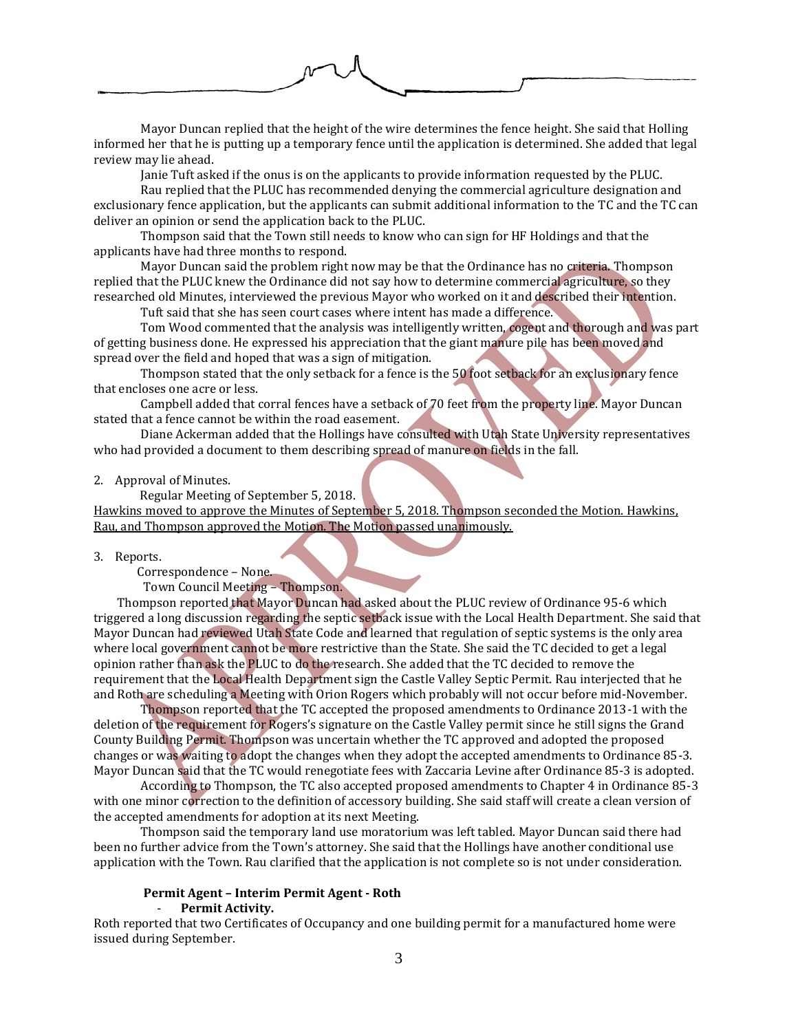Mayor Duncan replied that the height of the wire determines the fence height. She said that Holling informed her that he is putting up a temporary fence until the application is determined. She added that legal review may lie ahead.

Janie Tuft asked if the onus is on the applicants to provide information requested by the PLUC.

Rau replied that the PLUC has recommended denying the commercial agriculture designation and exclusionary fence application, but the applicants can submit additional information to the TC and the TC can deliver an opinion or send the application back to the PLUC.

Thompson said that the Town still needs to know who can sign for HF Holdings and that the applicants have had three months to respond.

Mayor Duncan said the problem right now may be that the Ordinance has no criteria. Thompson replied that the PLUC knew the Ordinance did not say how to determine commercial agriculture, so they researched old Minutes, interviewed the previous Mayor who worked on it and described their intention.

Tuft said that she has seen court cases where intent has made a difference.

Tom Wood commented that the analysis was intelligently written, cogent and thorough and was part of getting business done. He expressed his appreciation that the giant manure pile has been moved and spread over the field and hoped that was a sign of mitigation.

Thompson stated that the only setback for a fence is the 50 foot setback for an exclusionary fence that encloses one acre or less.

Campbell added that corral fences have a setback of 70 feet from the property line. Mayor Duncan stated that a fence cannot be within the road easement.

Diane Ackerman added that the Hollings have consulted with Utah State University representatives who had provided a document to them describing spread of manure on fields in the fall.

2. Approval of Minutes.

Regular Meeting of September 5, 2018.

<u>Hawkins moved to approve the Minutes of September 5, 2018. Thompson seconded the Motion. Hawkins, Rau, and Thompson approved the Motion. The Motion passed unanimously.</u>

3. Reports.

Correspondence – None.

Town Council Meeting – Thompson.

Thompson reported that Mayor Duncan had asked about the PLUC review of Ordinance 95-6 which triggered a long discussion regarding the septic setback issue with the Local Health Department. She said that Mayor Duncan had reviewed Utah State Code and learned that regulation of septic systems is the only area where local government cannot be more restrictive than the State. She said the TC decided to get a legal opinion rather than ask the PLUC to do the research. She added that the TC decided to remove the requirement that the Local Health Department sign the Castle Valley Septic Permit. Rau interjected that he and Roth are scheduling a Meeting with Orion Rogers which probably will not occur before mid-November.

Thompson reported that the TC accepted the proposed amendments to Ordinance 2013-1 with the deletion of the requirement for Rogers's signature on the Castle Valley permit since he still signs the Grand County Building Permit. Thompson was uncertain whether the TC approved and adopted the proposed changes or was waiting to adopt the changes when they adopt the accepted amendments to Ordinance 85-3. Mayor Duncan said that the TC would renegotiate fees with Zaccaria Levine after Ordinance 85-3 is adopted.

According to Thompson, the TC also accepted proposed amendments to Chapter 4 in Ordinance 85-3 with one minor correction to the definition of accessory building. She said staff will create a clean version of the accepted amendments for adoption at its next Meeting.

Thompson said the temporary land use moratorium was left tabled. Mayor Duncan said there had been no further advice from the Town's attorney. She said that the Hollings have another conditional use application with the Town. Rau clarified that the application is not complete so is not under consideration.

**Permit Agent – Interim Permit Agent - Roth**

- **Permit Activity.**

Roth reported that two Certificates of Occupancy and one building permit for a manufactured home were issued during September.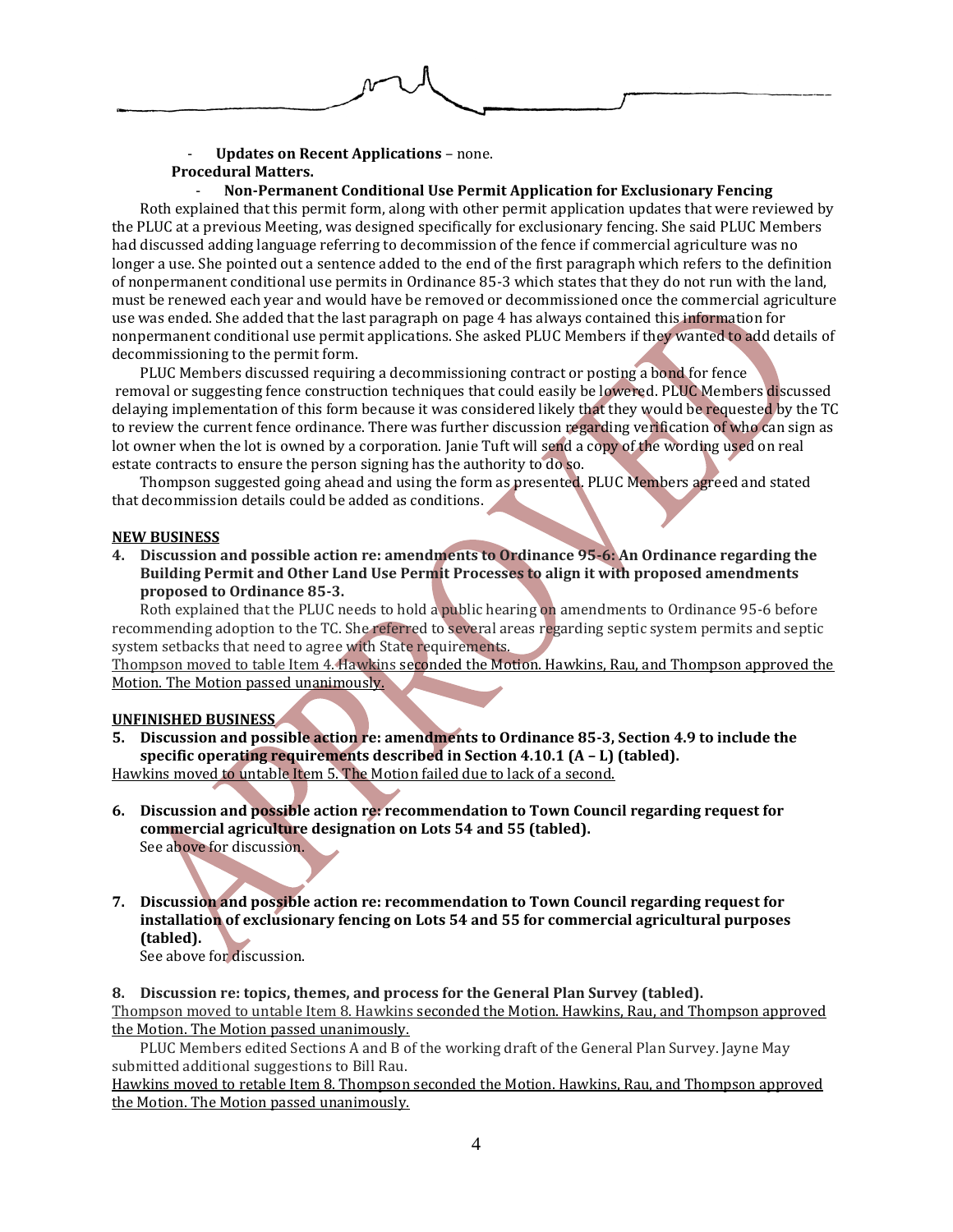- **Updates on Recent Applications** – none.

**Procedural Matters.**

- **Non-Permanent Conditional Use Permit Application for Exclusionary Fencing**

Roth explained that this permit form, along with other permit application updates that were reviewed by the PLUC at a previous Meeting, was designed specifically for exclusionary fencing. She said PLUC Members had discussed adding language referring to decommission of the fence if commercial agriculture was no longer a use. She pointed out a sentence added to the end of the first paragraph which refers to the definition of nonpermanent conditional use permits in Ordinance 85-3 which states that they do not run with the land, must be renewed each year and would have be removed or decommissioned once the commercial agriculture use was ended. She added that the last paragraph on page 4 has always contained this information for nonpermanent conditional use permit applications. She asked PLUC Members if they wanted to add details of decommissioning to the permit form.

PLUC Members discussed requiring a decommissioning contract or posting a bond for fence removal or suggesting fence construction techniques that could easily be lowered. PLUC Members discussed delaying implementation of this form because it was considered likely that they would be requested by the TC to review the current fence ordinance. There was further discussion regarding verification of who can sign as lot owner when the lot is owned by a corporation. Janie Tuft will send a copy of the wording used on real estate contracts to ensure the person signing has the authority to do so.

Thompson suggested going ahead and using the form as presented. PLUC Members agreed and stated that decommission details could be added as conditions.

**NEW BUSINESS**

**4. Discussion and possible action re: amendments to Ordinance 95-6: An Ordinance regarding the Building Permit and Other Land Use Permit Processes to align it with proposed amendments proposed to Ordinance 85-3.**

Roth explained that the PLUC needs to hold a public hearing on amendments to Ordinance 95-6 before recommending adoption to the TC. She referred to several areas regarding septic system permits and septic system setbacks that need to agree with State requirements.

Thompson moved to table Item 4. Hawkins seconded the Motion. Hawkins, Rau, and Thompson approved the Motion. The Motion passed unanimously.

**UNFINISHED BUSINESS**

**5. Discussion and possible action re: amendments to Ordinance 85-3, Section 4.9 to include the specific operating requirements described in Section 4.10.1 (A – L) (tabled).**

Hawkins moved to untable Item 5. The Motion failed due to lack of a second.

**6. Discussion and possible action re: recommendation to Town Council regarding request for commercial agriculture designation on Lots 54 and 55 (tabled).**

See above for discussion.

**7. Discussion and possible action re: recommendation to Town Council regarding request for installation of exclusionary fencing on Lots 54 and 55 for commercial agricultural purposes (tabled).**

See above for discussion.

**8. Discussion re: topics, themes, and process for the General Plan Survey (tabled).**

Thompson moved to untable Item 8. Hawkins seconded the Motion. Hawkins, Rau, and Thompson approved the Motion. The Motion passed unanimously.

PLUC Members edited Sections A and B of the working draft of the General Plan Survey. Jayne May submitted additional suggestions to Bill Rau.

Hawkins moved to retable Item 8. Thompson seconded the Motion. Hawkins, Rau, and Thompson approved the Motion. The Motion passed unanimously.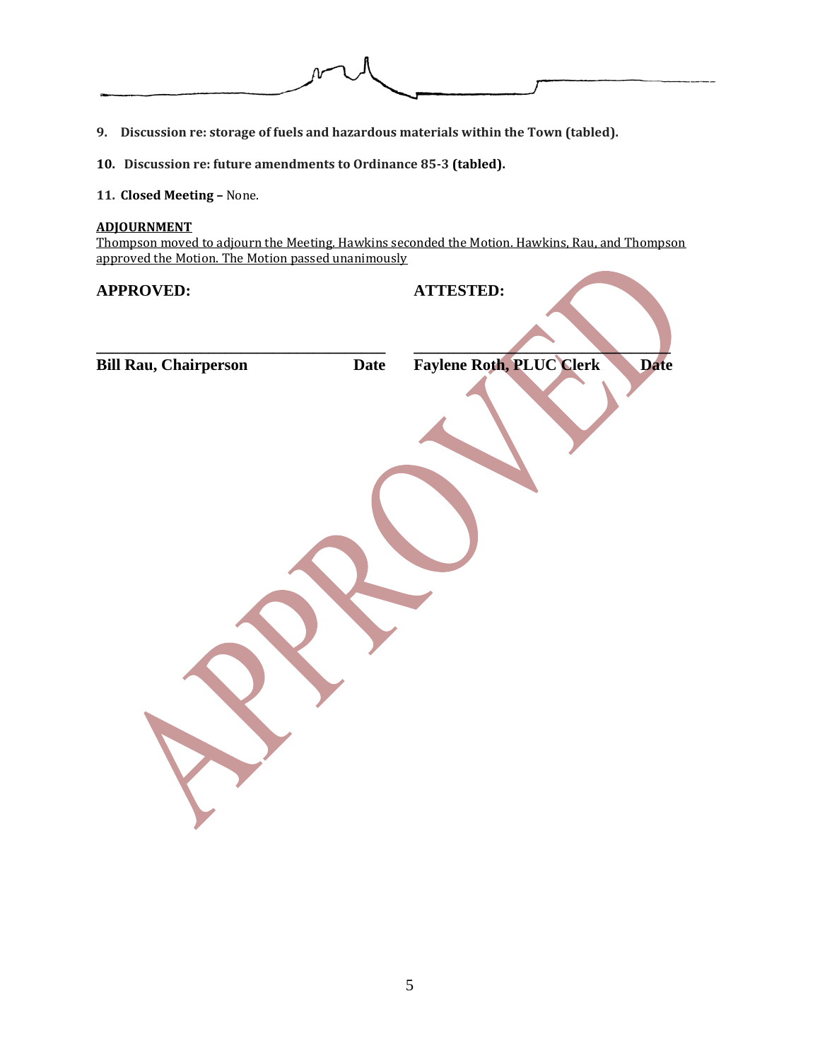**9. Discussion re: storage of fuels and hazardous materials within the Town (tabled).**

**10. Discussion re: future amendments to Ordinance 85-3 (tabled).**

**11. Closed Meeting –** None.

**ADJOURNMENT**

Thompson moved to adjourn the Meeting. Hawkins seconded the Motion. Hawkins, Rau, and Thompson approved the Motion. The Motion passed unanimously

**APPROVED:** **ATTESTED:**

\_\_\_\_\_\_\_\_\_\_\_\_\_\_\_\_\_\_\_\_\_\_\_\_\_\_\_\_\_\_\_\_\_\_\_\_\_\_ \_\_\_\_\_\_\_\_\_\_\_\_\_\_\_\_\_\_\_\_\_\_\_\_\_\_\_\_\_\_\_\_\_\_\_\_\_\_

**Bill Rau, Chairperson Date** **Faylene Roth, PLUC Clerk Date**

APPROVED